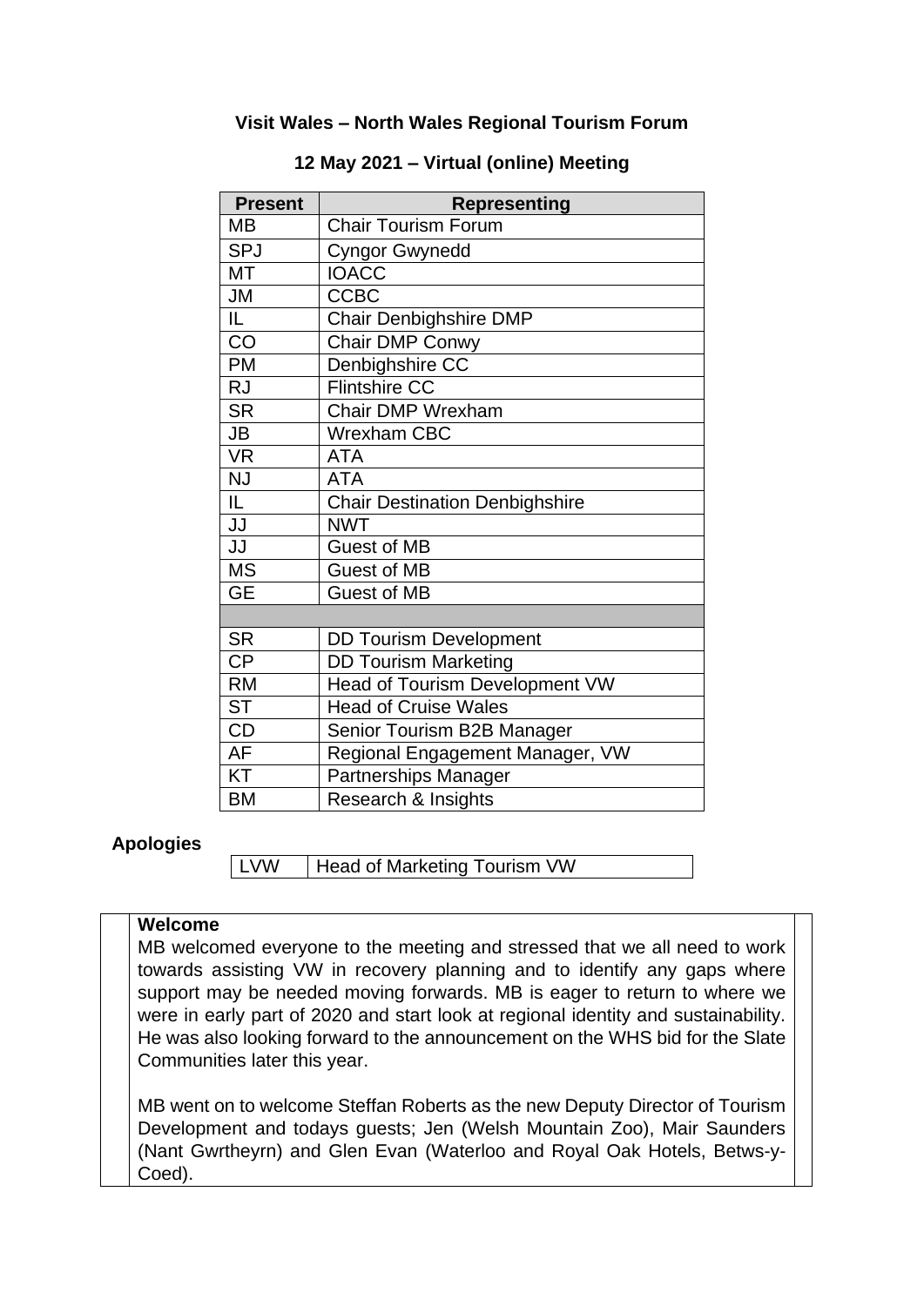**Visit Wales – North Wales Regional Tourism Forum**

**12 May 2021 – Virtual (online) Meeting**

| Present | Representing |
|---|---|
| MB | Chair Tourism Forum |
| SPJ | Cyngor Gwynedd |
| MT | IOACC |
| JM | CCBC |
| IL | Chair Denbighshire DMP |
| CO | Chair DMP Conwy |
| PM | Denbighshire CC |
| RJ | Flintshire CC |
| SR | Chair DMP Wrexham |
| JB | Wrexham CBC |
| VR | ATA |
| NJ | ATA |
| IL | Chair Destination Denbighshire |
| JJ | NWT |
| JJ | Guest of MB |
| MS | Guest of MB |
| GE | Guest of MB |
| | |
| SR | DD Tourism Development |
| CP | DD Tourism Marketing |
| RM | Head of Tourism Development VW |
| ST | Head of Cruise Wales |
| CD | Senior Tourism B2B Manager |
| AF | Regional Engagement Manager, VW |
| KT | Partnerships Manager |
| BM | Research & Insights |

**Apologies**

| LVW | Head of Marketing Tourism VW |
|---|---|

**Welcome**

MB welcomed everyone to the meeting and stressed that we all need to work towards assisting VW in recovery planning and to identify any gaps where support may be needed moving forwards. MB is eager to return to where we were in early part of 2020 and start look at regional identity and sustainability. He was also looking forward to the announcement on the WHS bid for the Slate Communities later this year.

MB went on to welcome Steffan Roberts as the new Deputy Director of Tourism Development and todays guests; Jen (Welsh Mountain Zoo), Mair Saunders (Nant Gwrtheyrn) and Glen Evan (Waterloo and Royal Oak Hotels, Betws-y-Coed).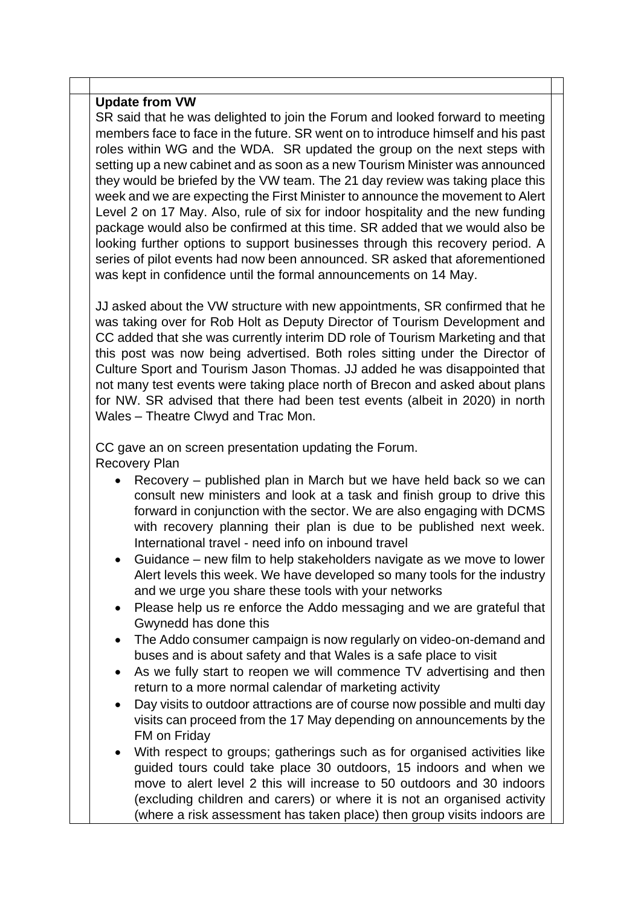**Update from VW**

SR said that he was delighted to join the Forum and looked forward to meeting members face to face in the future. SR went on to introduce himself and his past roles within WG and the WDA. SR updated the group on the next steps with setting up a new cabinet and as soon as a new Tourism Minister was announced they would be briefed by the VW team. The 21 day review was taking place this week and we are expecting the First Minister to announce the movement to Alert Level 2 on 17 May. Also, rule of six for indoor hospitality and the new funding package would also be confirmed at this time. SR added that we would also be looking further options to support businesses through this recovery period. A series of pilot events had now been announced. SR asked that aforementioned was kept in confidence until the formal announcements on 14 May.

JJ asked about the VW structure with new appointments, SR confirmed that he was taking over for Rob Holt as Deputy Director of Tourism Development and CC added that she was currently interim DD role of Tourism Marketing and that this post was now being advertised. Both roles sitting under the Director of Culture Sport and Tourism Jason Thomas. JJ added he was disappointed that not many test events were taking place north of Brecon and asked about plans for NW. SR advised that there had been test events (albeit in 2020) in north Wales – Theatre Clwyd and Trac Mon.

CC gave an on screen presentation updating the Forum.

Recovery Plan

- Recovery – published plan in March but we have held back so we can consult new ministers and look at a task and finish group to drive this forward in conjunction with the sector. We are also engaging with DCMS with recovery planning their plan is due to be published next week. International travel - need info on inbound travel
- Guidance – new film to help stakeholders navigate as we move to lower Alert levels this week. We have developed so many tools for the industry and we urge you share these tools with your networks
- Please help us re enforce the Addo messaging and we are grateful that Gwynedd has done this
- The Addo consumer campaign is now regularly on video-on-demand and buses and is about safety and that Wales is a safe place to visit
- As we fully start to reopen we will commence TV advertising and then return to a more normal calendar of marketing activity
- Day visits to outdoor attractions are of course now possible and multi day visits can proceed from the 17 May depending on announcements by the FM on Friday
- With respect to groups; gatherings such as for organised activities like guided tours could take place 30 outdoors, 15 indoors and when we move to alert level 2 this will increase to 50 outdoors and 30 indoors (excluding children and carers) or where it is not an organised activity (where a risk assessment has taken place) then group visits indoors are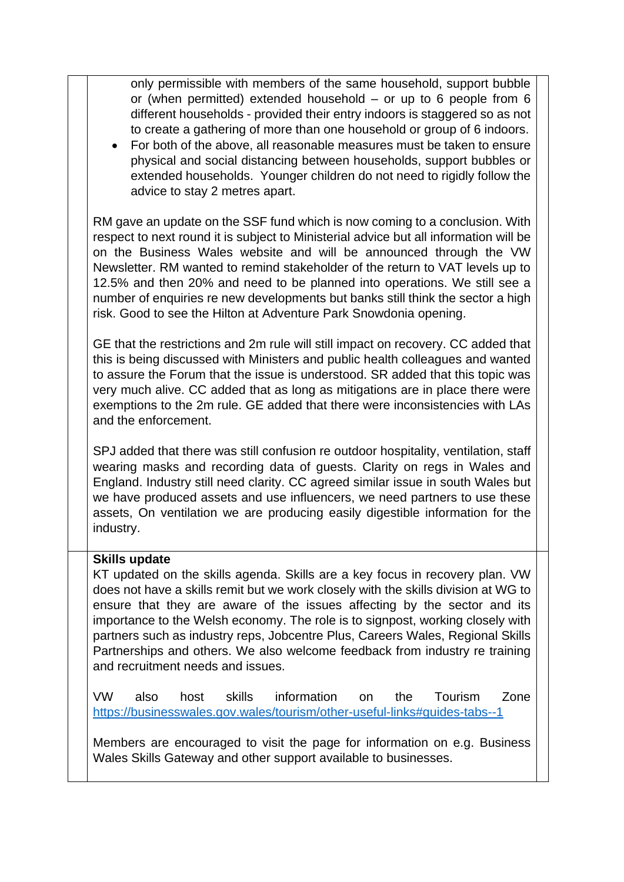only permissible with members of the same household, support bubble or (when permitted) extended household – or up to 6 people from 6 different households - provided their entry indoors is staggered so as not to create a gathering of more than one household or group of 6 indoors.

- For both of the above, all reasonable measures must be taken to ensure physical and social distancing between households, support bubbles or extended households. Younger children do not need to rigidly follow the advice to stay 2 metres apart.

RM gave an update on the SSF fund which is now coming to a conclusion. With respect to next round it is subject to Ministerial advice but all information will be on the Business Wales website and will be announced through the VW Newsletter. RM wanted to remind stakeholder of the return to VAT levels up to 12.5% and then 20% and need to be planned into operations. We still see a number of enquiries re new developments but banks still think the sector a high risk. Good to see the Hilton at Adventure Park Snowdonia opening.

GE that the restrictions and 2m rule will still impact on recovery. CC added that this is being discussed with Ministers and public health colleagues and wanted to assure the Forum that the issue is understood. SR added that this topic was very much alive. CC added that as long as mitigations are in place there were exemptions to the 2m rule. GE added that there were inconsistencies with LAs and the enforcement.

SPJ added that there was still confusion re outdoor hospitality, ventilation, staff wearing masks and recording data of guests. Clarity on regs in Wales and England. Industry still need clarity. CC agreed similar issue in south Wales but we have produced assets and use influencers, we need partners to use these assets, On ventilation we are producing easily digestible information for the industry.

**Skills update**

KT updated on the skills agenda. Skills are a key focus in recovery plan. VW does not have a skills remit but we work closely with the skills division at WG to ensure that they are aware of the issues affecting by the sector and its importance to the Welsh economy. The role is to signpost, working closely with partners such as industry reps, Jobcentre Plus, Careers Wales, Regional Skills Partnerships and others. We also welcome feedback from industry re training and recruitment needs and issues.

VW also host skills information on the Tourism Zone https://businesswales.gov.wales/tourism/other-useful-links#guides-tabs--1

Members are encouraged to visit the page for information on e.g. Business Wales Skills Gateway and other support available to businesses.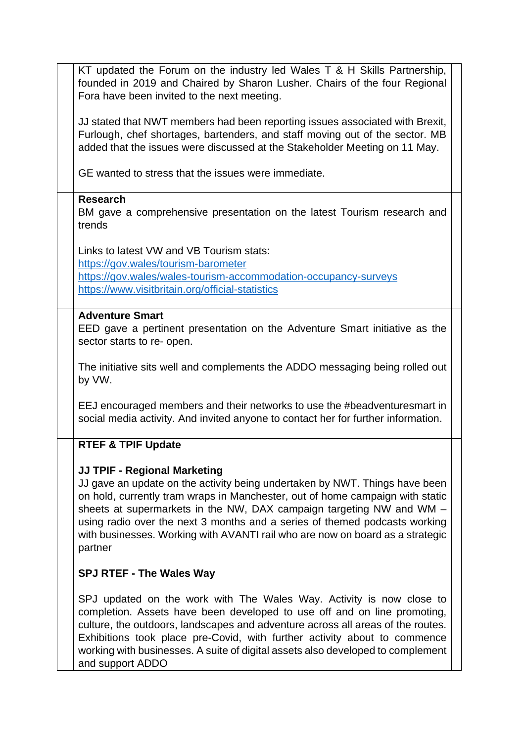KT updated the Forum on the industry led Wales T & H Skills Partnership, founded in 2019 and Chaired by Sharon Lusher. Chairs of the four Regional Fora have been invited to the next meeting.

JJ stated that NWT members had been reporting issues associated with Brexit, Furlough, chef shortages, bartenders, and staff moving out of the sector. MB added that the issues were discussed at the Stakeholder Meeting on 11 May.

GE wanted to stress that the issues were immediate.

**Research**

BM gave a comprehensive presentation on the latest Tourism research and trends

Links to latest VW and VB Tourism stats:
https://gov.wales/tourism-barometer
https://gov.wales/wales-tourism-accommodation-occupancy-surveys
https://www.visitbritain.org/official-statistics

**Adventure Smart**

EED gave a pertinent presentation on the Adventure Smart initiative as the sector starts to re- open.

The initiative sits well and complements the ADDO messaging being rolled out by VW.

EEJ encouraged members and their networks to use the #beadventuresmart in social media activity. And invited anyone to contact her for further information.

**RTEF & TPIF Update**

**JJ TPIF - Regional Marketing**

JJ gave an update on the activity being undertaken by NWT. Things have been on hold, currently tram wraps in Manchester, out of home campaign with static sheets at supermarkets in the NW, DAX campaign targeting NW and WM – using radio over the next 3 months and a series of themed podcasts working with businesses. Working with AVANTI rail who are now on board as a strategic partner

**SPJ RTEF - The Wales Way**

SPJ updated on the work with The Wales Way. Activity is now close to completion. Assets have been developed to use off and on line promoting, culture, the outdoors, landscapes and adventure across all areas of the routes. Exhibitions took place pre-Covid, with further activity about to commence working with businesses. A suite of digital assets also developed to complement and support ADDO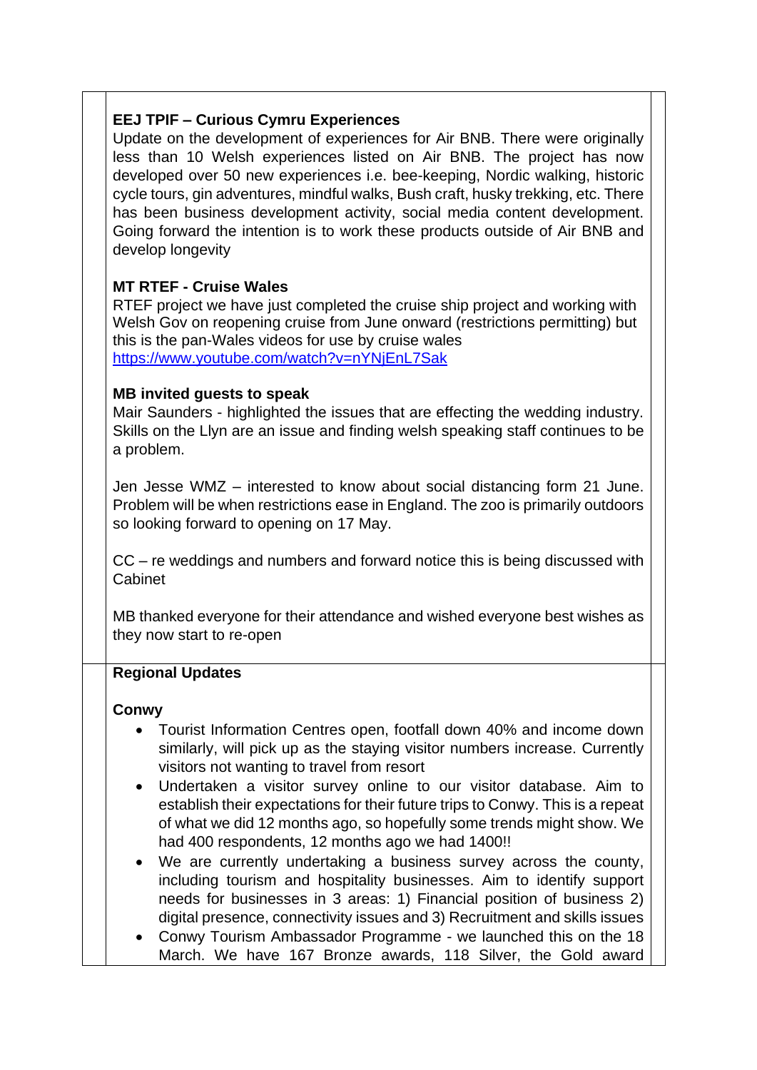**EEJ TPIF – Curious Cymru Experiences**

Update on the development of experiences for Air BNB. There were originally less than 10 Welsh experiences listed on Air BNB. The project has now developed over 50 new experiences i.e. bee-keeping, Nordic walking, historic cycle tours, gin adventures, mindful walks, Bush craft, husky trekking, etc. There has been business development activity, social media content development. Going forward the intention is to work these products outside of Air BNB and develop longevity

**MT RTEF - Cruise Wales**

RTEF project we have just completed the cruise ship project and working with Welsh Gov on reopening cruise from June onward (restrictions permitting) but this is the pan-Wales videos for use by cruise wales
https://www.youtube.com/watch?v=nYNjEnL7Sak

**MB invited guests to speak**

Mair Saunders - highlighted the issues that are effecting the wedding industry. Skills on the Llyn are an issue and finding welsh speaking staff continues to be a problem.

Jen Jesse WMZ – interested to know about social distancing form 21 June. Problem will be when restrictions ease in England. The zoo is primarily outdoors so looking forward to opening on 17 May.

CC – re weddings and numbers and forward notice this is being discussed with Cabinet

MB thanked everyone for their attendance and wished everyone best wishes as they now start to re-open

**Regional Updates**

**Conwy**

- Tourist Information Centres open, footfall down 40% and income down similarly, will pick up as the staying visitor numbers increase. Currently visitors not wanting to travel from resort
- Undertaken a visitor survey online to our visitor database. Aim to establish their expectations for their future trips to Conwy. This is a repeat of what we did 12 months ago, so hopefully some trends might show. We had 400 respondents, 12 months ago we had 1400!!
- We are currently undertaking a business survey across the county, including tourism and hospitality businesses. Aim to identify support needs for businesses in 3 areas: 1) Financial position of business 2) digital presence, connectivity issues and 3) Recruitment and skills issues
- Conwy Tourism Ambassador Programme - we launched this on the 18 March. We have 167 Bronze awards, 118 Silver, the Gold award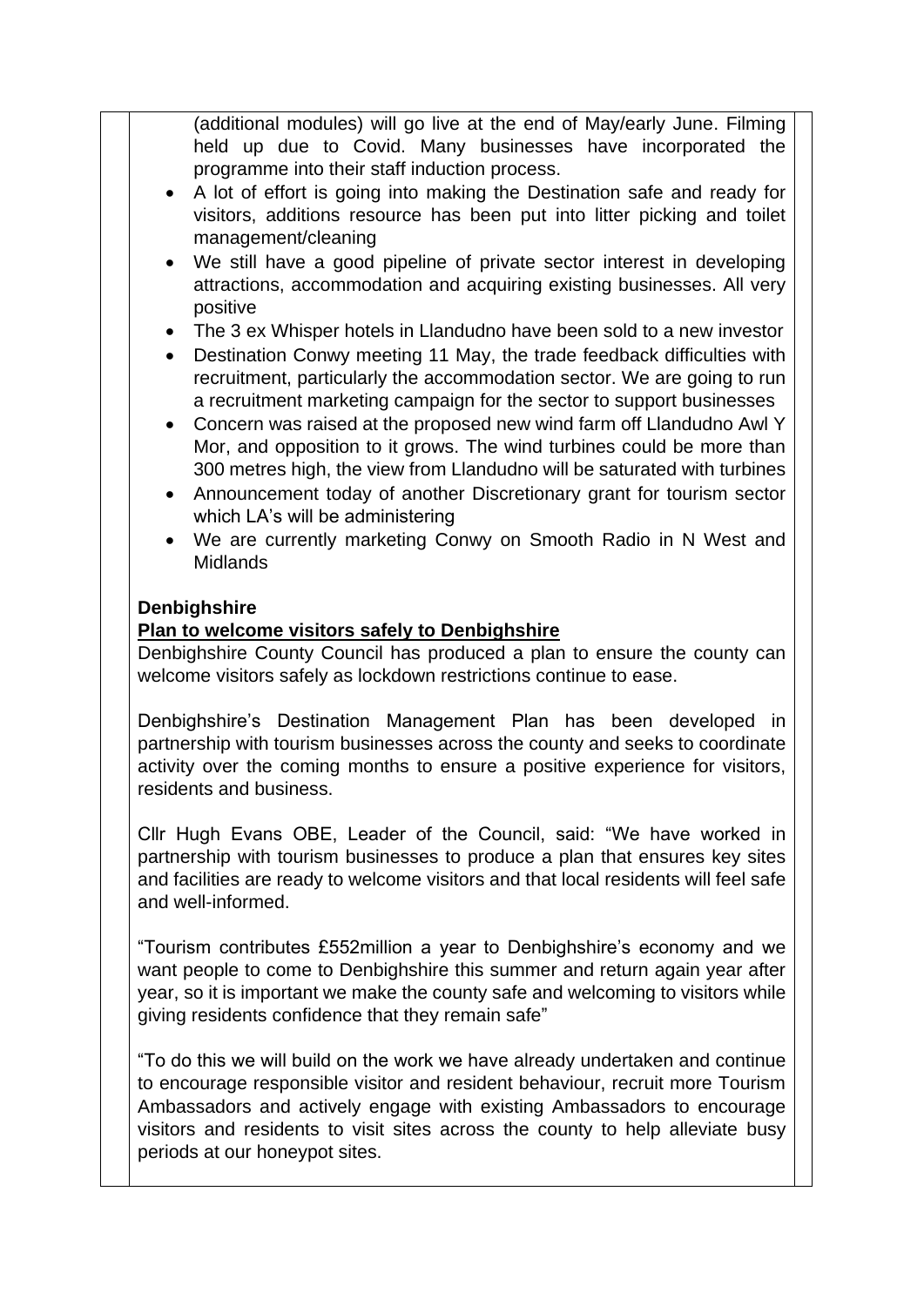(additional modules) will go live at the end of May/early June. Filming held up due to Covid. Many businesses have incorporated the programme into their staff induction process.

- A lot of effort is going into making the Destination safe and ready for visitors, additions resource has been put into litter picking and toilet management/cleaning
- We still have a good pipeline of private sector interest in developing attractions, accommodation and acquiring existing businesses. All very positive
- The 3 ex Whisper hotels in Llandudno have been sold to a new investor
- Destination Conwy meeting 11 May, the trade feedback difficulties with recruitment, particularly the accommodation sector. We are going to run a recruitment marketing campaign for the sector to support businesses
- Concern was raised at the proposed new wind farm off Llandudno Awl Y Mor, and opposition to it grows. The wind turbines could be more than 300 metres high, the view from Llandudno will be saturated with turbines
- Announcement today of another Discretionary grant for tourism sector which LA's will be administering
- We are currently marketing Conwy on Smooth Radio in N West and Midlands

**Denbighshire**

**Plan to welcome visitors safely to Denbighshire**

Denbighshire County Council has produced a plan to ensure the county can welcome visitors safely as lockdown restrictions continue to ease.

Denbighshire's Destination Management Plan has been developed in partnership with tourism businesses across the county and seeks to coordinate activity over the coming months to ensure a positive experience for visitors, residents and business.

Cllr Hugh Evans OBE, Leader of the Council, said: "We have worked in partnership with tourism businesses to produce a plan that ensures key sites and facilities are ready to welcome visitors and that local residents will feel safe and well-informed.

"Tourism contributes £552million a year to Denbighshire's economy and we want people to come to Denbighshire this summer and return again year after year, so it is important we make the county safe and welcoming to visitors while giving residents confidence that they remain safe"

"To do this we will build on the work we have already undertaken and continue to encourage responsible visitor and resident behaviour, recruit more Tourism Ambassadors and actively engage with existing Ambassadors to encourage visitors and residents to visit sites across the county to help alleviate busy periods at our honeypot sites.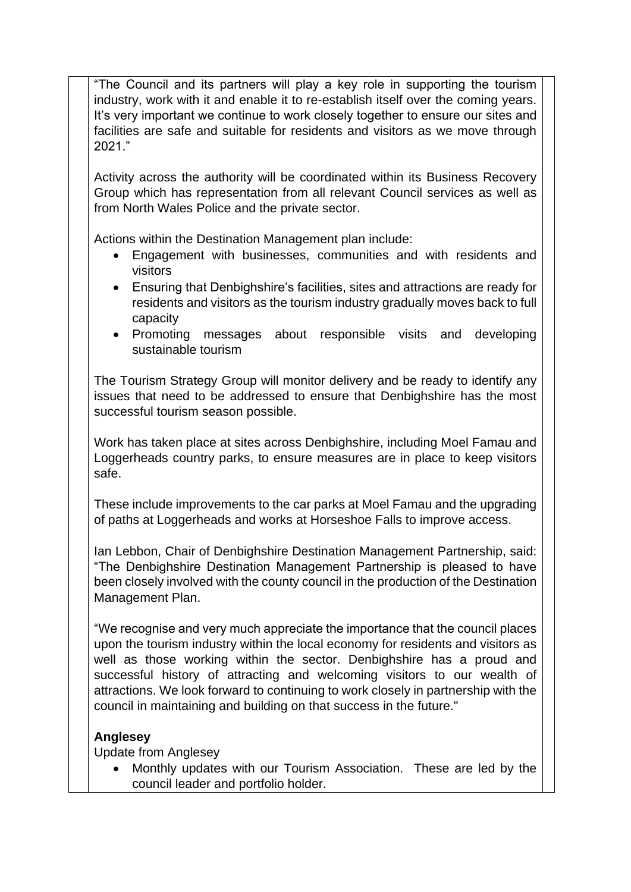"The Council and its partners will play a key role in supporting the tourism industry, work with it and enable it to re-establish itself over the coming years. It's very important we continue to work closely together to ensure our sites and facilities are safe and suitable for residents and visitors as we move through 2021."

Activity across the authority will be coordinated within its Business Recovery Group which has representation from all relevant Council services as well as from North Wales Police and the private sector.

Actions within the Destination Management plan include:

- Engagement with businesses, communities and with residents and visitors
- Ensuring that Denbighshire's facilities, sites and attractions are ready for residents and visitors as the tourism industry gradually moves back to full capacity
- Promoting messages about responsible visits and developing sustainable tourism

The Tourism Strategy Group will monitor delivery and be ready to identify any issues that need to be addressed to ensure that Denbighshire has the most successful tourism season possible.

Work has taken place at sites across Denbighshire, including Moel Famau and Loggerheads country parks, to ensure measures are in place to keep visitors safe.

These include improvements to the car parks at Moel Famau and the upgrading of paths at Loggerheads and works at Horseshoe Falls to improve access.

Ian Lebbon, Chair of Denbighshire Destination Management Partnership, said: "The Denbighshire Destination Management Partnership is pleased to have been closely involved with the county council in the production of the Destination Management Plan.

"We recognise and very much appreciate the importance that the council places upon the tourism industry within the local economy for residents and visitors as well as those working within the sector. Denbighshire has a proud and successful history of attracting and welcoming visitors to our wealth of attractions. We look forward to continuing to work closely in partnership with the council in maintaining and building on that success in the future."

**Anglesey**

Update from Anglesey

- Monthly updates with our Tourism Association. These are led by the council leader and portfolio holder.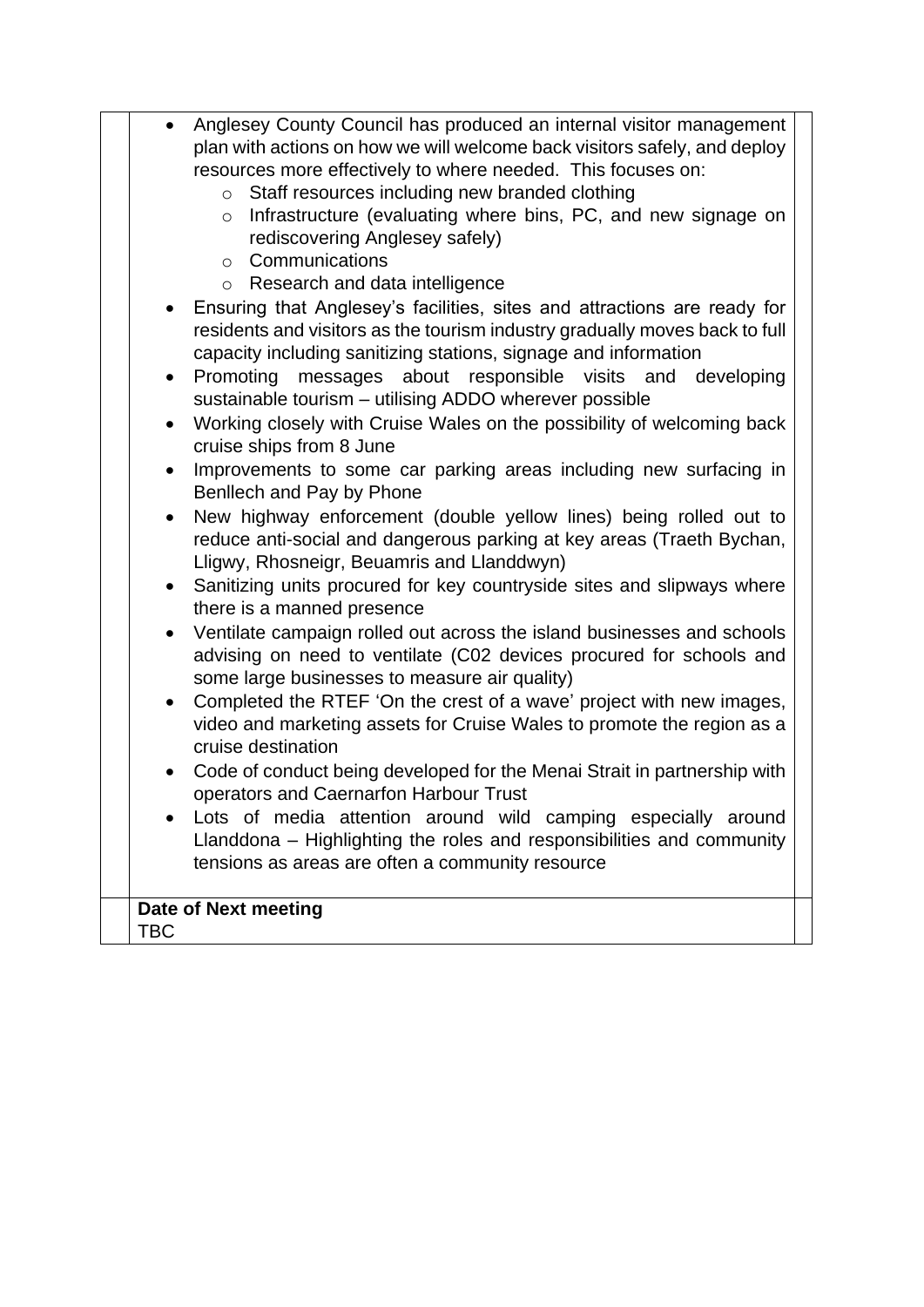- Anglesey County Council has produced an internal visitor management plan with actions on how we will welcome back visitors safely, and deploy resources more effectively to where needed. This focuses on:
  - Staff resources including new branded clothing
  - Infrastructure (evaluating where bins, PC, and new signage on rediscovering Anglesey safely)
  - Communications
  - Research and data intelligence
- Ensuring that Anglesey's facilities, sites and attractions are ready for residents and visitors as the tourism industry gradually moves back to full capacity including sanitizing stations, signage and information
- Promoting messages about responsible visits and developing sustainable tourism – utilising ADDO wherever possible
- Working closely with Cruise Wales on the possibility of welcoming back cruise ships from 8 June
- Improvements to some car parking areas including new surfacing in Benllech and Pay by Phone
- New highway enforcement (double yellow lines) being rolled out to reduce anti-social and dangerous parking at key areas (Traeth Bychan, Lligwy, Rhosneigr, Beuamris and Llanddwyn)
- Sanitizing units procured for key countryside sites and slipways where there is a manned presence
- Ventilate campaign rolled out across the island businesses and schools advising on need to ventilate (C02 devices procured for schools and some large businesses to measure air quality)
- Completed the RTEF 'On the crest of a wave' project with new images, video and marketing assets for Cruise Wales to promote the region as a cruise destination
- Code of conduct being developed for the Menai Strait in partnership with operators and Caernarfon Harbour Trust
- Lots of media attention around wild camping especially around Llanddona – Highlighting the roles and responsibilities and community tensions as areas are often a community resource

**Date of Next meeting**
TBC